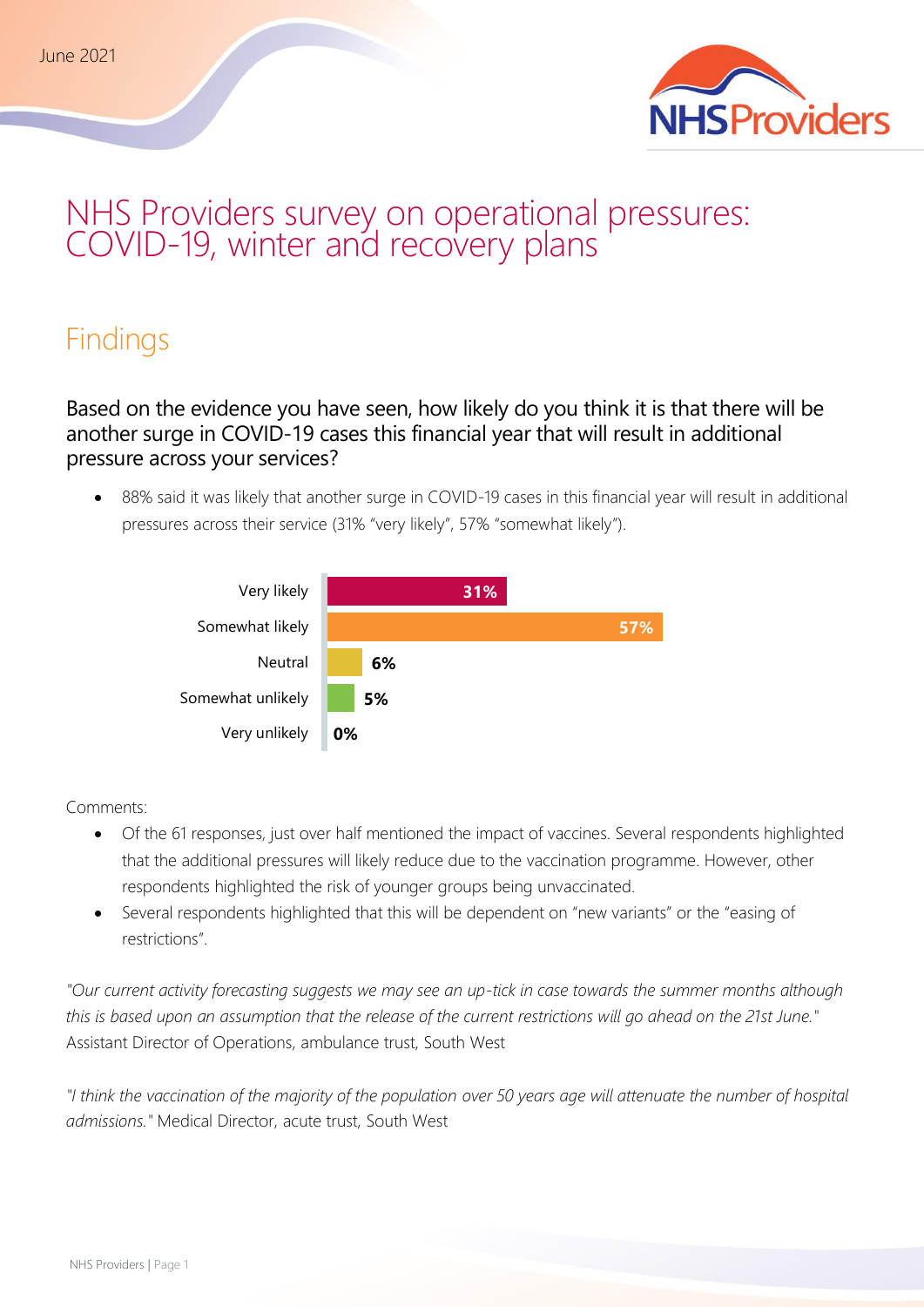June 2021

# NHS Providers survey on operational pressures: COVID-19, winter and recovery plans

## Findings

### Based on the evidence you have seen, how likely do you think it is that there will be another surge in COVID-19 cases this financial year that will result in additional pressure across your services?

- 88% said it was likely that another surge in COVID-19 cases in this financial year will result in additional pressures across their service (31% “very likely”, 57% “somewhat likely”).

| Response | Percentage |
| --- | --- |
| Very likely | 31% |
| Somewhat likely | 57% |
| Neutral | 6% |
| Somewhat unlikely | 5% |
| Very unlikely | 0% |

Comments:

- Of the 61 responses, just over half mentioned the impact of vaccines. Several respondents highlighted that the additional pressures will likely reduce due to the vaccination programme. However, other respondents highlighted the risk of younger groups being unvaccinated.
- Several respondents highlighted that this will be dependent on “new variants” or the “easing of restrictions”.

*"Our current activity forecasting suggests we may see an up-tick in case towards the summer months although this is based upon an assumption that the release of the current restrictions will go ahead on the 21st June."* Assistant Director of Operations, ambulance trust, South West

*"I think the vaccination of the majority of the population over 50 years age will attenuate the number of hospital admissions."* Medical Director, acute trust, South West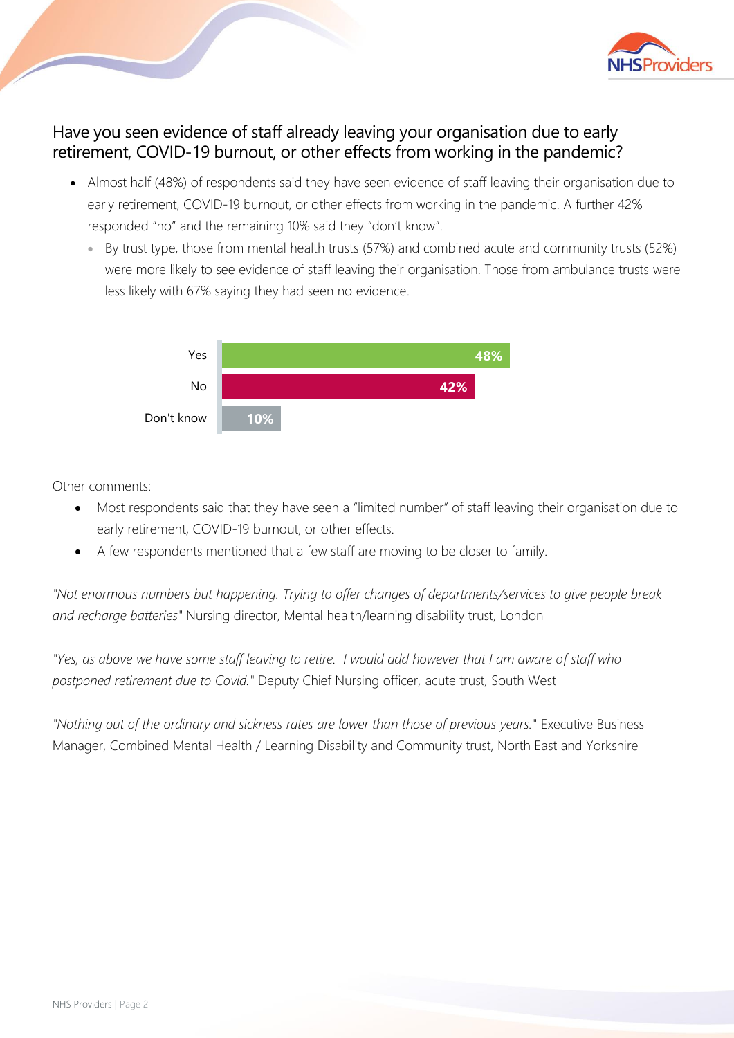## Have you seen evidence of staff already leaving your organisation due to early retirement, COVID-19 burnout, or other effects from working in the pandemic?

- Almost half (48%) of respondents said they have seen evidence of staff leaving their organisation due to early retirement, COVID-19 burnout, or other effects from working in the pandemic. A further 42% responded "no" and the remaining 10% said they "don't know".
  - By trust type, those from mental health trusts (57%) and combined acute and community trusts (52%) were more likely to see evidence of staff leaving their organisation. Those from ambulance trusts were less likely with 67% saying they had seen no evidence.

| Response | % |
|---|---|
| Yes | 48% |
| No | 42% |
| Don't know | 10% |

Other comments:

- Most respondents said that they have seen a "limited number" of staff leaving their organisation due to early retirement, COVID-19 burnout, or other effects.
- A few respondents mentioned that a few staff are moving to be closer to family.

*"Not enormous numbers but happening. Trying to offer changes of departments/services to give people break and recharge batteries"* Nursing director, Mental health/learning disability trust, London

*"Yes, as above we have some staff leaving to retire. I would add however that I am aware of staff who postponed retirement due to Covid."* Deputy Chief Nursing officer, acute trust, South West

*"Nothing out of the ordinary and sickness rates are lower than those of previous years."* Executive Business Manager, Combined Mental Health / Learning Disability and Community trust, North East and Yorkshire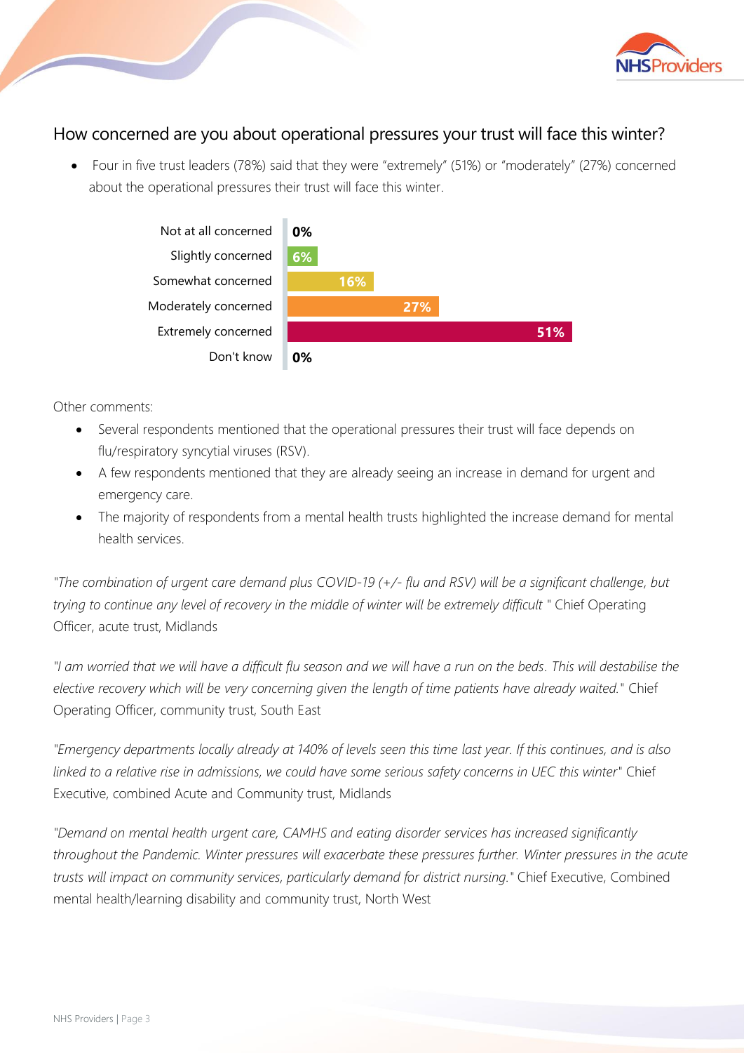## How concerned are you about operational pressures your trust will face this winter?

- Four in five trust leaders (78%) said that they were "extremely" (51%) or "moderately" (27%) concerned about the operational pressures their trust will face this winter.

| Response | % |
|---|---|
| Not at all concerned | 0% |
| Slightly concerned | 6% |
| Somewhat concerned | 16% |
| Moderately concerned | 27% |
| Extremely concerned | 51% |
| Don't know | 0% |

Other comments:

- Several respondents mentioned that the operational pressures their trust will face depends on flu/respiratory syncytial viruses (RSV).
- A few respondents mentioned that they are already seeing an increase in demand for urgent and emergency care.
- The majority of respondents from a mental health trusts highlighted the increase demand for mental health services.

*"The combination of urgent care demand plus COVID-19 (+/- flu and RSV) will be a significant challenge, but trying to continue any level of recovery in the middle of winter will be extremely difficult "* Chief Operating Officer, acute trust, Midlands

*"I am worried that we will have a difficult flu season and we will have a run on the beds. This will destabilise the elective recovery which will be very concerning given the length of time patients have already waited."* Chief Operating Officer, community trust, South East

*"Emergency departments locally already at 140% of levels seen this time last year. If this continues, and is also linked to a relative rise in admissions, we could have some serious safety concerns in UEC this winter"* Chief Executive, combined Acute and Community trust, Midlands

*"Demand on mental health urgent care, CAMHS and eating disorder services has increased significantly throughout the Pandemic. Winter pressures will exacerbate these pressures further. Winter pressures in the acute trusts will impact on community services, particularly demand for district nursing."* Chief Executive, Combined mental health/learning disability and community trust, North West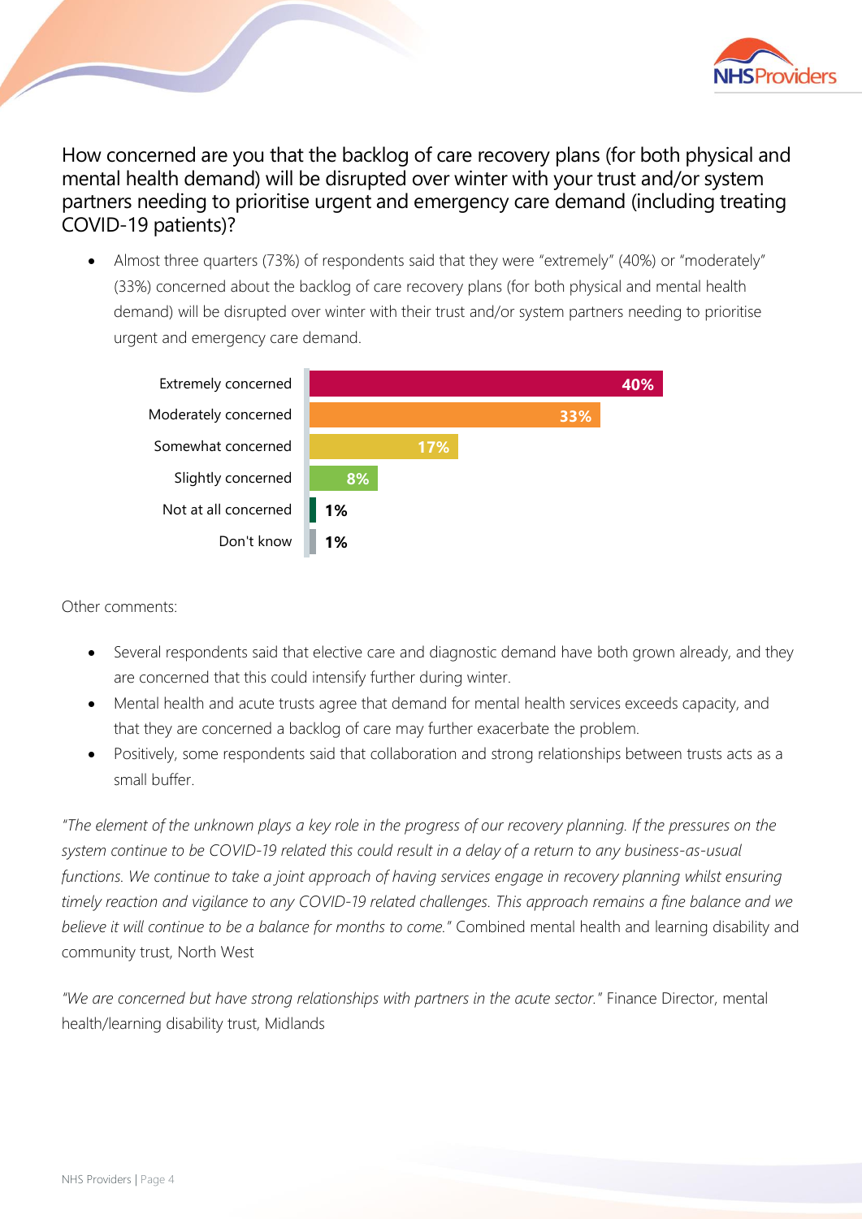## How concerned are you that the backlog of care recovery plans (for both physical and mental health demand) will be disrupted over winter with your trust and/or system partners needing to prioritise urgent and emergency care demand (including treating COVID-19 patients)?

- Almost three quarters (73%) of respondents said that they were "extremely" (40%) or "moderately" (33%) concerned about the backlog of care recovery plans (for both physical and mental health demand) will be disrupted over winter with their trust and/or system partners needing to prioritise urgent and emergency care demand.

| Response | % |
|---|---|
| Extremely concerned | 40% |
| Moderately concerned | 33% |
| Somewhat concerned | 17% |
| Slightly concerned | 8% |
| Not at all concerned | 1% |
| Don't know | 1% |

Other comments:

- Several respondents said that elective care and diagnostic demand have both grown already, and they are concerned that this could intensify further during winter.
- Mental health and acute trusts agree that demand for mental health services exceeds capacity, and that they are concerned a backlog of care may further exacerbate the problem.
- Positively, some respondents said that collaboration and strong relationships between trusts acts as a small buffer.

*"The element of the unknown plays a key role in the progress of our recovery planning. If the pressures on the system continue to be COVID-19 related this could result in a delay of a return to any business-as-usual functions. We continue to take a joint approach of having services engage in recovery planning whilst ensuring timely reaction and vigilance to any COVID-19 related challenges. This approach remains a fine balance and we believe it will continue to be a balance for months to come."* Combined mental health and learning disability and community trust, North West

*"We are concerned but have strong relationships with partners in the acute sector."* Finance Director, mental health/learning disability trust, Midlands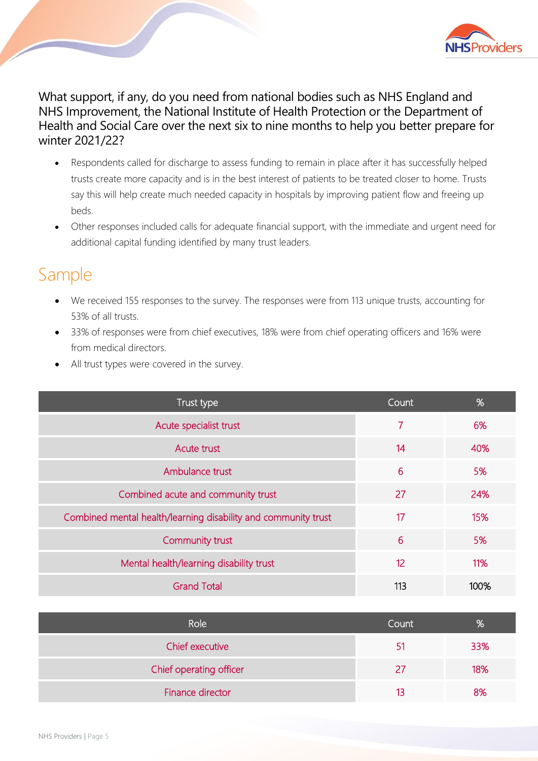What support, if any, do you need from national bodies such as NHS England and NHS Improvement, the National Institute of Health Protection or the Department of Health and Social Care over the next six to nine months to help you better prepare for winter 2021/22?

- Respondents called for discharge to assess funding to remain in place after it has successfully helped trusts create more capacity and is in the best interest of patients to be treated closer to home. Trusts say this will help create much needed capacity in hospitals by improving patient flow and freeing up beds.
- Other responses included calls for adequate financial support, with the immediate and urgent need for additional capital funding identified by many trust leaders.

## Sample

- We received 155 responses to the survey. The responses were from 113 unique trusts, accounting for 53% of all trusts.
- 33% of responses were from chief executives, 18% were from chief operating officers and 16% were from medical directors.
- All trust types were covered in the survey.

| Trust type | Count | % |
|---|---|---|
| Acute specialist trust | 7 | 6% |
| Acute trust | 14 | 40% |
| Ambulance trust | 6 | 5% |
| Combined acute and community trust | 27 | 24% |
| Combined mental health/learning disability and community trust | 17 | 15% |
| Community trust | 6 | 5% |
| Mental health/learning disability trust | 12 | 11% |
| Grand Total | 113 | 100% |

| Role | Count | % |
|---|---|---|
| Chief executive | 51 | 33% |
| Chief operating officer | 27 | 18% |
| Finance director | 13 | 8% |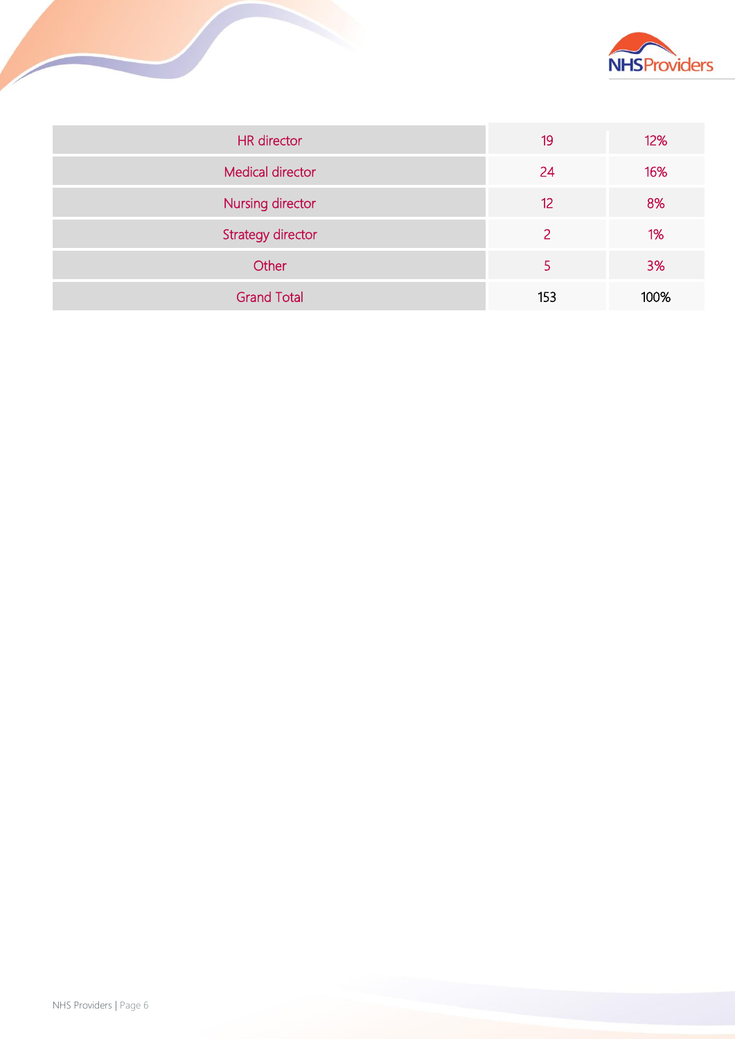| | | |
|---|---|---|
| HR director | 19 | 12% |
| Medical director | 24 | 16% |
| Nursing director | 12 | 8% |
| Strategy director | 2 | 1% |
| Other | 5 | 3% |
| Grand Total | 153 | 100% |